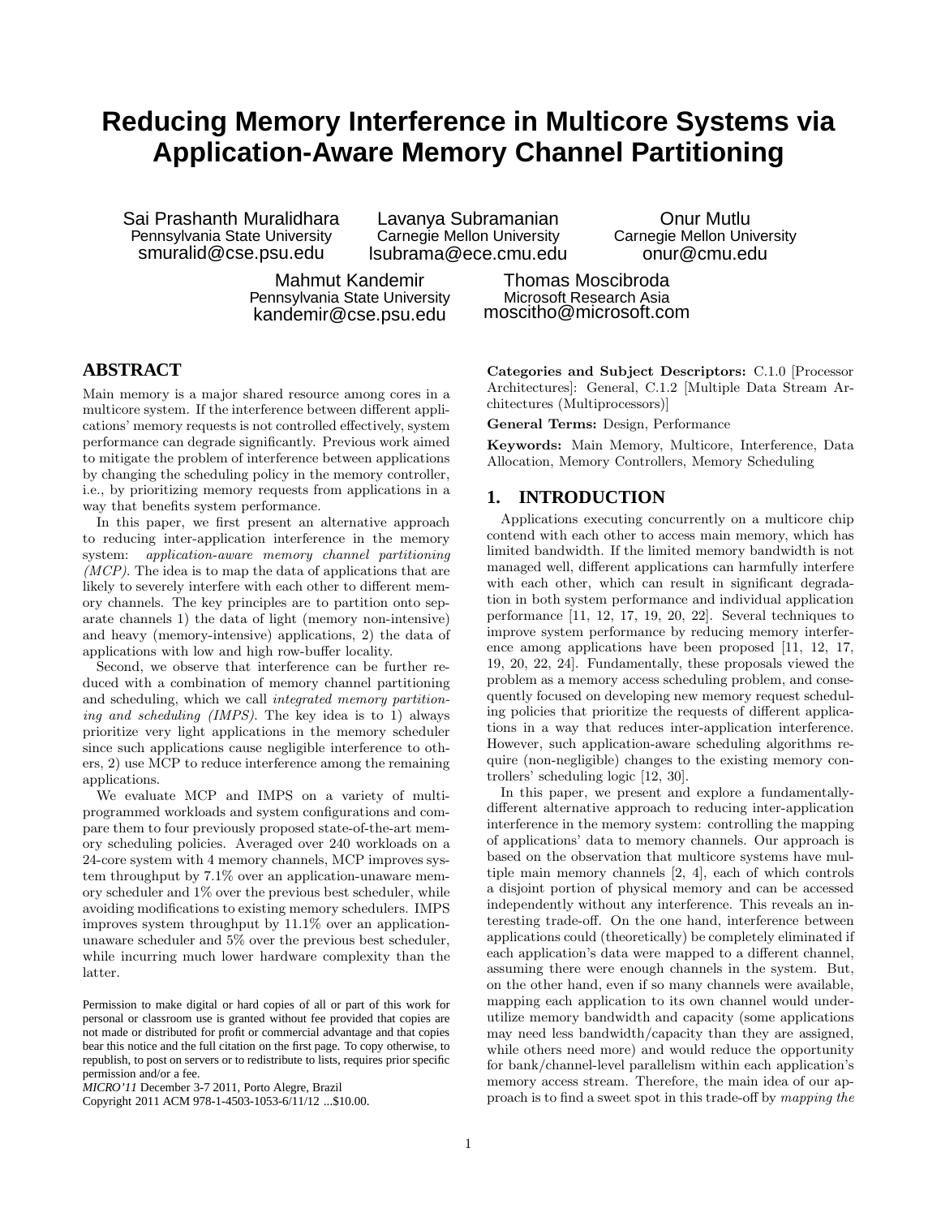# Reducing Memory Interference in Multicore Systems via Application-Aware Memory Channel Partitioning

Sai Prashanth Muralidhara
Pennsylvania State University
smuralid@cse.psu.edu

Lavanya Subramanian
Carnegie Mellon University
lsubrama@ece.cmu.edu

Onur Mutlu
Carnegie Mellon University
onur@cmu.edu

Mahmut Kandemir
Pennsylvania State University
kandemir@cse.psu.edu

Thomas Moscibroda
Microsoft Research Asia
moscitho@microsoft.com

## ABSTRACT

Main memory is a major shared resource among cores in a multicore system. If the interference between different applications' memory requests is not controlled effectively, system performance can degrade significantly. Previous work aimed to mitigate the problem of interference between applications by changing the scheduling policy in the memory controller, i.e., by prioritizing memory requests from applications in a way that benefits system performance.

In this paper, we first present an alternative approach to reducing inter-application interference in the memory system: *application-aware memory channel partitioning (MCP)*. The idea is to map the data of applications that are likely to severely interfere with each other to different memory channels. The key principles are to partition onto separate channels 1) the data of light (memory non-intensive) and heavy (memory-intensive) applications, 2) the data of applications with low and high row-buffer locality.

Second, we observe that interference can be further reduced with a combination of memory channel partitioning and scheduling, which we call *integrated memory partitioning and scheduling (IMPS)*. The key idea is to 1) always prioritize very light applications in the memory scheduler since such applications cause negligible interference to others, 2) use MCP to reduce interference among the remaining applications.

We evaluate MCP and IMPS on a variety of multiprogrammed workloads and system configurations and compare them to four previously proposed state-of-the-art memory scheduling policies. Averaged over 240 workloads on a 24-core system with 4 memory channels, MCP improves system throughput by 7.1% over an application-unaware memory scheduler and 1% over the previous best scheduler, while avoiding modifications to existing memory schedulers. IMPS improves system throughput by 11.1% over an application-unaware scheduler and 5% over the previous best scheduler, while incurring much lower hardware complexity than the latter.

Permission to make digital or hard copies of all or part of this work for personal or classroom use is granted without fee provided that copies are not made or distributed for profit or commercial advantage and that copies bear this notice and the full citation on the first page. To copy otherwise, to republish, to post on servers or to redistribute to lists, requires prior specific permission and/or a fee.
*MICRO'11* December 3-7 2011, Porto Alegre, Brazil
Copyright 2011 ACM 978-1-4503-1053-6/11/12 ...$10.00.

**Categories and Subject Descriptors:** C.1.0 [Processor Architectures]: General, C.1.2 [Multiple Data Stream Architectures (Multiprocessors)]

**General Terms:** Design, Performance

**Keywords:** Main Memory, Multicore, Interference, Data Allocation, Memory Controllers, Memory Scheduling

## 1. INTRODUCTION

Applications executing concurrently on a multicore chip contend with each other to access main memory, which has limited bandwidth. If the limited memory bandwidth is not managed well, different applications can harmfully interfere with each other, which can result in significant degradation in both system performance and individual application performance [11, 12, 17, 19, 20, 22]. Several techniques to improve system performance by reducing memory interference among applications have been proposed [11, 12, 17, 19, 20, 22, 24]. Fundamentally, these proposals viewed the problem as a memory access scheduling problem, and consequently focused on developing new memory request scheduling policies that prioritize the requests of different applications in a way that reduces inter-application interference. However, such application-aware scheduling algorithms require (non-negligible) changes to the existing memory controllers' scheduling logic [12, 30].

In this paper, we present and explore a fundamentally-different alternative approach to reducing inter-application interference in the memory system: controlling the mapping of applications' data to memory channels. Our approach is based on the observation that multicore systems have multiple main memory channels [2, 4], each of which controls a disjoint portion of physical memory and can be accessed independently without any interference. This reveals an interesting trade-off. On the one hand, interference between applications could (theoretically) be completely eliminated if each application's data were mapped to a different channel, assuming there were enough channels in the system. But, on the other hand, even if so many channels were available, mapping each application to its own channel would underutilize memory bandwidth and capacity (some applications may need less bandwidth/capacity than they are assigned, while others need more) and would reduce the opportunity for bank/channel-level parallelism within each application's memory access stream. Therefore, the main idea of our approach is to find a sweet spot in this trade-off by *mapping the*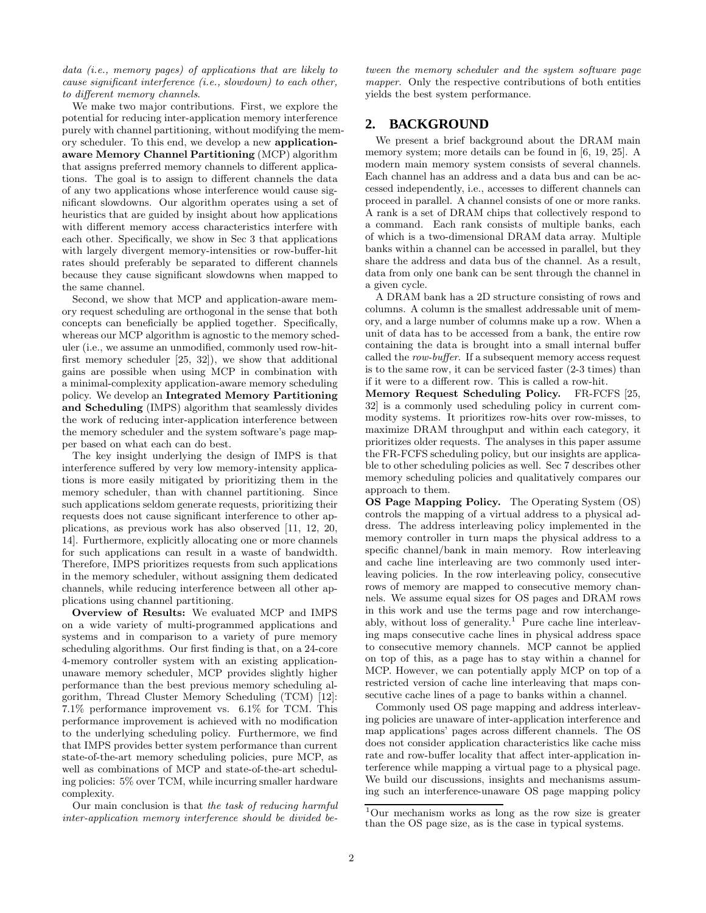*data (i.e., memory pages) of applications that are likely to cause significant interference (i.e., slowdown) to each other, to different memory channels*.

We make two major contributions. First, we explore the potential for reducing inter-application memory interference purely with channel partitioning, without modifying the memory scheduler. To this end, we develop a new **application-aware Memory Channel Partitioning** (MCP) algorithm that assigns preferred memory channels to different applications. The goal is to assign to different channels the data of any two applications whose interference would cause significant slowdowns. Our algorithm operates using a set of heuristics that are guided by insight about how applications with different memory access characteristics interfere with each other. Specifically, we show in Sec 3 that applications with largely divergent memory-intensities or row-buffer-hit rates should preferably be separated to different channels because they cause significant slowdowns when mapped to the same channel.

Second, we show that MCP and application-aware memory request scheduling are orthogonal in the sense that both concepts can beneficially be applied together. Specifically, whereas our MCP algorithm is agnostic to the memory scheduler (i.e., we assume an unmodified, commonly used row-hit-first memory scheduler [25, 32]), we show that additional gains are possible when using MCP in combination with a minimal-complexity application-aware memory scheduling policy. We develop an **Integrated Memory Partitioning and Scheduling** (IMPS) algorithm that seamlessly divides the work of reducing inter-application interference between the memory scheduler and the system software's page mapper based on what each can do best.

The key insight underlying the design of IMPS is that interference suffered by very low memory-intensity applications is more easily mitigated by prioritizing them in the memory scheduler, than with channel partitioning. Since such applications seldom generate requests, prioritizing their requests does not cause significant interference to other applications, as previous work has also observed [11, 12, 20, 14]. Furthermore, explicitly allocating one or more channels for such applications can result in a waste of bandwidth. Therefore, IMPS prioritizes requests from such applications in the memory scheduler, without assigning them dedicated channels, while reducing interference between all other applications using channel partitioning.

**Overview of Results:** We evaluated MCP and IMPS on a wide variety of multi-programmed applications and systems and in comparison to a variety of pure memory scheduling algorithms. Our first finding is that, on a 24-core 4-memory controller system with an existing application-unaware memory scheduler, MCP provides slightly higher performance than the best previous memory scheduling algorithm, Thread Cluster Memory Scheduling (TCM) [12]: 7.1% performance improvement vs. 6.1% for TCM. This performance improvement is achieved with no modification to the underlying scheduling policy. Furthermore, we find that IMPS provides better system performance than current state-of-the-art memory scheduling policies, pure MCP, as well as combinations of MCP and state-of-the-art scheduling policies: 5% over TCM, while incurring smaller hardware complexity.

Our main conclusion is that *the task of reducing harmful inter-application memory interference should be divided between the memory scheduler and the system software page mapper*. Only the respective contributions of both entities yields the best system performance.

## 2. BACKGROUND

We present a brief background about the DRAM main memory system; more details can be found in [6, 19, 25]. A modern main memory system consists of several channels. Each channel has an address and a data bus and can be accessed independently, i.e., accesses to different channels can proceed in parallel. A channel consists of one or more ranks. A rank is a set of DRAM chips that collectively respond to a command. Each rank consists of multiple banks, each of which is a two-dimensional DRAM data array. Multiple banks within a channel can be accessed in parallel, but they share the address and data bus of the channel. As a result, data from only one bank can be sent through the channel in a given cycle.

A DRAM bank has a 2D structure consisting of rows and columns. A column is the smallest addressable unit of memory, and a large number of columns make up a row. When a unit of data has to be accessed from a bank, the entire row containing the data is brought into a small internal buffer called the *row-buffer*. If a subsequent memory access request is to the same row, it can be serviced faster (2-3 times) than if it were to a different row. This is called a row-hit.

**Memory Request Scheduling Policy.** FR-FCFS [25, 32] is a commonly used scheduling policy in current commodity systems. It prioritizes row-hits over row-misses, to maximize DRAM throughput and within each category, it prioritizes older requests. The analyses in this paper assume the FR-FCFS scheduling policy, but our insights are applicable to other scheduling policies as well. Sec 7 describes other memory scheduling policies and qualitatively compares our approach to them.

**OS Page Mapping Policy.** The Operating System (OS) controls the mapping of a virtual address to a physical address. The address interleaving policy implemented in the memory controller in turn maps the physical address to a specific channel/bank in main memory. Row interleaving and cache line interleaving are two commonly used interleaving policies. In the row interleaving policy, consecutive rows of memory are mapped to consecutive memory channels. We assume equal sizes for OS pages and DRAM rows in this work and use the terms page and row interchangeably, without loss of generality.[1] Pure cache line interleaving maps consecutive cache lines in physical address space to consecutive memory channels. MCP cannot be applied on top of this, as a page has to stay within a channel for MCP. However, we can potentially apply MCP on top of a restricted version of cache line interleaving that maps consecutive cache lines of a page to banks within a channel.

Commonly used OS page mapping and address interleaving policies are unaware of inter-application interference and map applications' pages across different channels. The OS does not consider application characteristics like cache miss rate and row-buffer locality that affect inter-application interference while mapping a virtual page to a physical page. We build our discussions, insights and mechanisms assuming such an interference-unaware OS page mapping policy

[1]Our mechanism works as long as the row size is greater than the OS page size, as is the case in typical systems.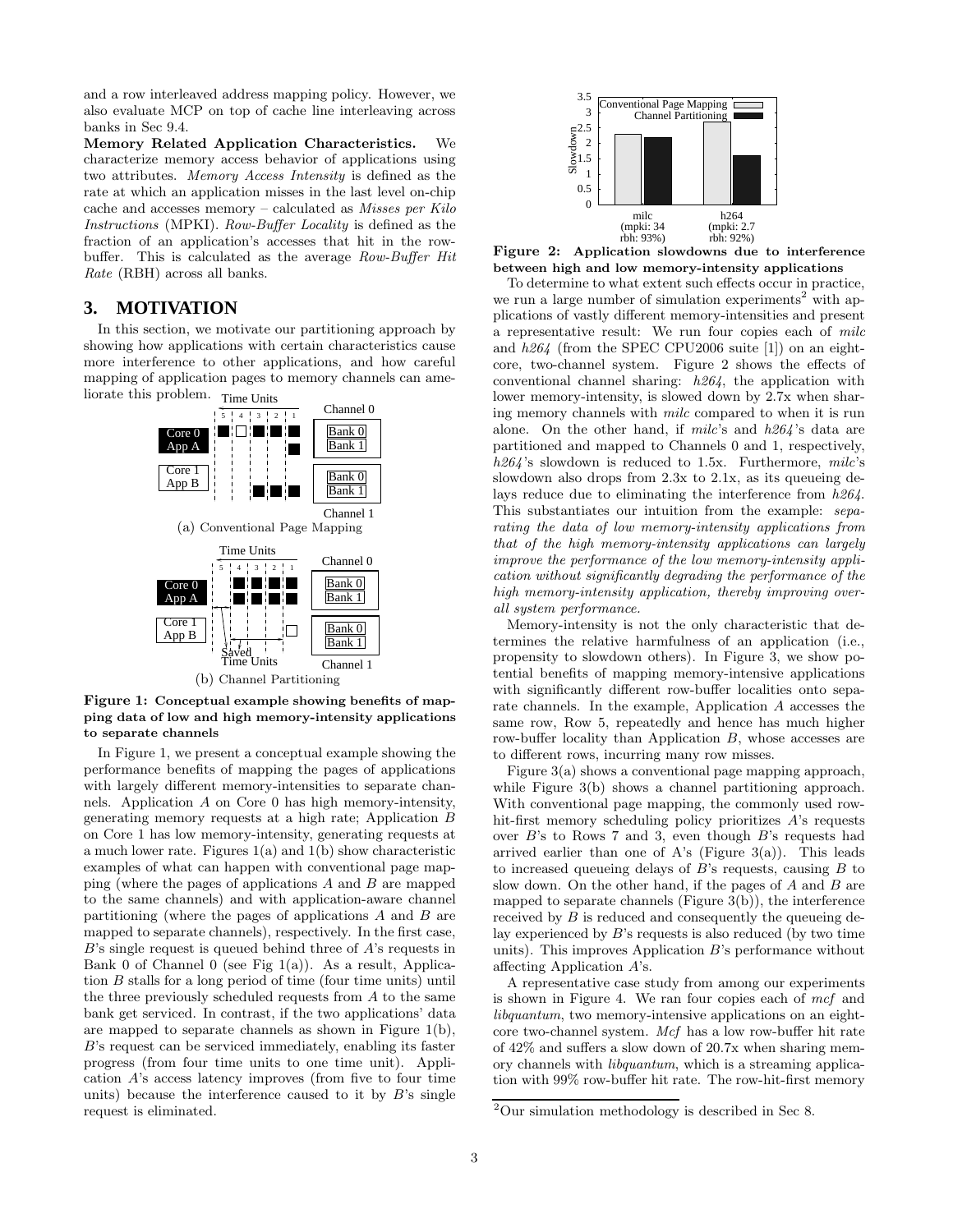and a row interleaved address mapping policy. However, we also evaluate MCP on top of cache line interleaving across banks in Sec 9.4.

**Memory Related Application Characteristics.** We characterize memory access behavior of applications using two attributes. *Memory Access Intensity* is defined as the rate at which an application misses in the last level on-chip cache and accesses memory – calculated as *Misses per Kilo Instructions* (MPKI). *Row-Buffer Locality* is defined as the fraction of an application's accesses that hit in the row-buffer. This is calculated as the average *Row-Buffer Hit Rate* (RBH) across all banks.

## 3. MOTIVATION

In this section, we motivate our partitioning approach by showing how applications with certain characteristics cause more interference to other applications, and how careful mapping of application pages to memory channels can ameliorate this problem.

(a) Conventional Page Mapping

(b) Channel Partitioning

**Figure 1: Conceptual example showing benefits of mapping data of low and high memory-intensity applications to separate channels**

In Figure 1, we present a conceptual example showing the performance benefits of mapping the pages of applications with largely different memory-intensities to separate channels. Application *A* on Core 0 has high memory-intensity, generating memory requests at a high rate; Application *B* on Core 1 has low memory-intensity, generating requests at a much lower rate. Figures 1(a) and 1(b) show characteristic examples of what can happen with conventional page mapping (where the pages of applications *A* and *B* are mapped to the same channels) and with application-aware channel partitioning (where the pages of applications *A* and *B* are mapped to separate channels), respectively. In the first case, *B*'s single request is queued behind three of *A*'s requests in Bank 0 of Channel 0 (see Fig 1(a)). As a result, Application *B* stalls for a long period of time (four time units) until the three previously scheduled requests from *A* to the same bank get serviced. In contrast, if the two applications' data are mapped to separate channels as shown in Figure 1(b), *B*'s request can be serviced immediately, enabling its faster progress (from four time units to one time unit). Application *A*'s access latency improves (from five to four time units) because the interference caused to it by *B*'s single request is eliminated.

**Figure 2: Application slowdowns due to interference between high and low memory-intensity applications**

To determine to what extent such effects occur in practice, we run a large number of simulation experiments[2] with applications of vastly different memory-intensities and present a representative result: We run four copies each of *milc* and *h264* (from the SPEC CPU2006 suite [1]) on an eight-core, two-channel system. Figure 2 shows the effects of conventional channel sharing: *h264*, the application with lower memory-intensity, is slowed down by 2.7x when sharing memory channels with *milc* compared to when it is run alone. On the other hand, if *milc*'s and *h264*'s data are partitioned and mapped to Channels 0 and 1, respectively, *h264*'s slowdown is reduced to 1.5x. Furthermore, *milc*'s slowdown also drops from 2.3x to 2.1x, as its queueing delays reduce due to eliminating the interference from *h264*. This substantiates our intuition from the example: *separating the data of low memory-intensity applications from that of the high memory-intensity applications can largely improve the performance of the low memory-intensity application without significantly degrading the performance of the high memory-intensity application, thereby improving overall system performance.*

Memory-intensity is not the only characteristic that determines the relative harmfulness of an application (i.e., propensity to slowdown others). In Figure 3, we show potential benefits of mapping memory-intensive applications with significantly different row-buffer localities onto separate channels. In the example, Application *A* accesses the same row, Row 5, repeatedly and hence has much higher row-buffer locality than Application *B*, whose accesses are to different rows, incurring many row misses.

Figure 3(a) shows a conventional page mapping approach, while Figure 3(b) shows a channel partitioning approach. With conventional page mapping, the commonly used row-hit-first memory scheduling policy prioritizes *A*'s requests over *B*'s to Rows 7 and 3, even though *B*'s requests had arrived earlier than one of A's (Figure 3(a)). This leads to increased queueing delays of *B*'s requests, causing *B* to slow down. On the other hand, if the pages of *A* and *B* are mapped to separate channels (Figure 3(b)), the interference received by *B* is reduced and consequently the queueing delay experienced by *B*'s requests is also reduced (by two time units). This improves Application *B*'s performance without affecting Application *A*'s.

A representative case study from among our experiments is shown in Figure 4. We ran four copies each of *mcf* and *libquantum*, two memory-intensive applications on an eight-core two-channel system. *Mcf* has a low row-buffer hit rate of 42% and suffers a slow down of 20.7x when sharing memory channels with *libquantum*, which is a streaming application with 99% row-buffer hit rate. The row-hit-first memory

[2] Our simulation methodology is described in Sec 8.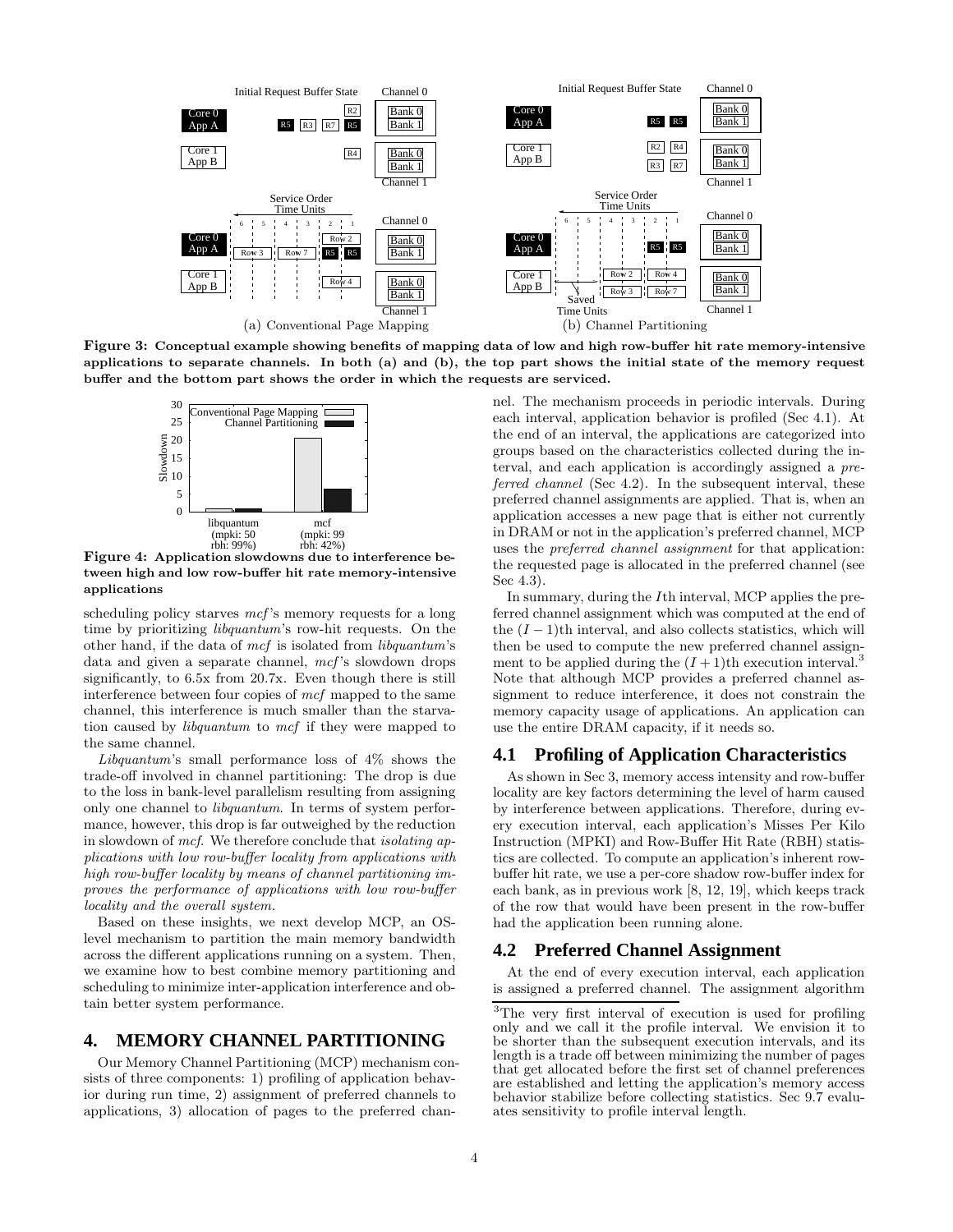Figure 3: Conceptual example showing benefits of mapping data of low and high row-buffer hit rate memory-intensive applications to separate channels. In both (a) and (b), the top part shows the initial state of the memory request buffer and the bottom part shows the order in which the requests are serviced.

Figure 4: Application slowdowns due to interference between high and low row-buffer hit rate memory-intensive applications

scheduling policy starves *mcf*'s memory requests for a long time by prioritizing *libquantum*'s row-hit requests. On the other hand, if the data of *mcf* is isolated from *libquantum*'s data and given a separate channel, *mcf*'s slowdown drops significantly, to 6.5x from 20.7x. Even though there is still interference between four copies of *mcf* mapped to the same channel, this interference is much smaller than the starvation caused by *libquantum* to *mcf* if they were mapped to the same channel.

*Libquantum*'s small performance loss of 4% shows the trade-off involved in channel partitioning: The drop is due to the loss in bank-level parallelism resulting from assigning only one channel to *libquantum*. In terms of system performance, however, this drop is far outweighed by the reduction in slowdown of *mcf*. We therefore conclude that *isolating applications with low row-buffer locality from applications with high row-buffer locality by means of channel partitioning improves the performance of applications with low row-buffer locality and the overall system.*

Based on these insights, we next develop MCP, an OS-level mechanism to partition the main memory bandwidth across the different applications running on a system. Then, we examine how to best combine memory partitioning and scheduling to minimize inter-application interference and obtain better system performance.

# 4. MEMORY CHANNEL PARTITIONING

Our Memory Channel Partitioning (MCP) mechanism consists of three components: 1) profiling of application behavior during run time, 2) assignment of preferred channels to applications, 3) allocation of pages to the preferred channel. The mechanism proceeds in periodic intervals. During each interval, application behavior is profiled (Sec 4.1). At the end of an interval, the applications are categorized into groups based on the characteristics collected during the interval, and each application is accordingly assigned a *preferred channel* (Sec 4.2). In the subsequent interval, these preferred channel assignments are applied. That is, when an application accesses a new page that is either not currently in DRAM or not in the application's preferred channel, MCP uses the *preferred channel assignment* for that application: the requested page is allocated in the preferred channel (see Sec 4.3).

In summary, during the $I$th interval, MCP applies the preferred channel assignment which was computed at the end of the $(I-1)$th interval, and also collects statistics, which will then be used to compute the new preferred channel assignment to be applied during the $(I+1)$th execution interval.[3] Note that although MCP provides a preferred channel assignment to reduce interference, it does not constrain the memory capacity usage of applications. An application can use the entire DRAM capacity, if it needs so.

## 4.1 Profiling of Application Characteristics

As shown in Sec 3, memory access intensity and row-buffer locality are key factors determining the level of harm caused by interference between applications. Therefore, during every execution interval, each application's Misses Per Kilo Instruction (MPKI) and Row-Buffer Hit Rate (RBH) statistics are collected. To compute an application's inherent row-buffer hit rate, we use a per-core shadow row-buffer index for each bank, as in previous work [8, 12, 19], which keeps track of the row that would have been present in the row-buffer had the application been running alone.

## 4.2 Preferred Channel Assignment

At the end of every execution interval, each application is assigned a preferred channel. The assignment algorithm

[3] The very first interval of execution is used for profiling only and we call it the profile interval. We envision it to be shorter than the subsequent execution intervals, and its length is a trade off between minimizing the number of pages that get allocated before the first set of channel preferences are established and letting the application's memory access behavior stabilize before collecting statistics. Sec 9.7 evaluates sensitivity to profile interval length.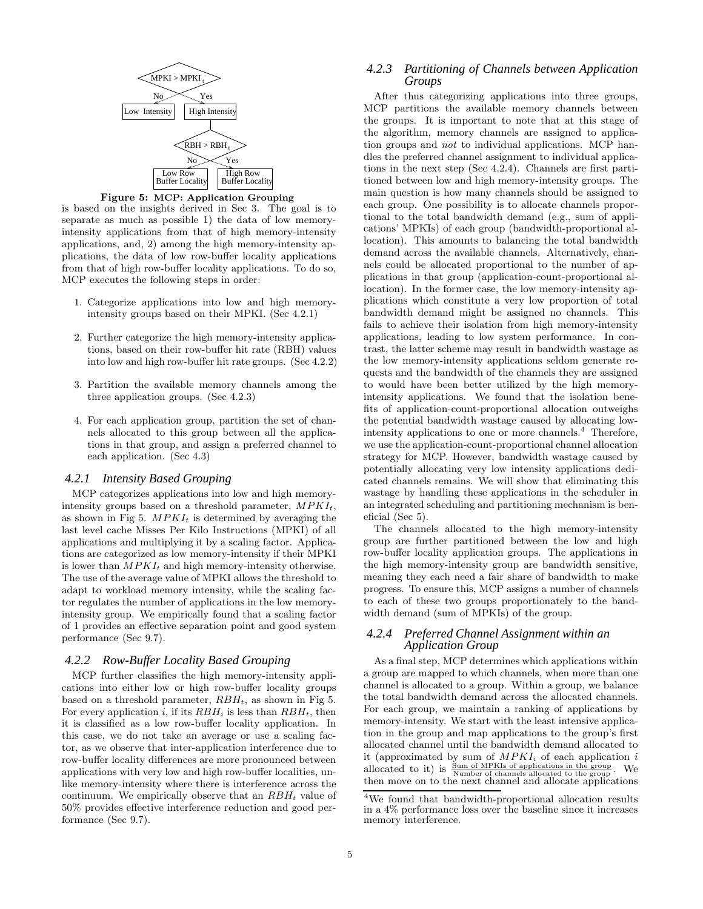Figure 5: MCP: Application Grouping

is based on the insights derived in Sec 3. The goal is to separate as much as possible 1) the data of low memory-intensity applications from that of high memory-intensity applications, and, 2) among the high memory-intensity applications, the data of low row-buffer locality applications from that of high row-buffer locality applications. To do so, MCP executes the following steps in order:

1. Categorize applications into low and high memory-intensity groups based on their MPKI. (Sec 4.2.1)
2. Further categorize the high memory-intensity applications, based on their row-buffer hit rate (RBH) values into low and high row-buffer hit rate groups. (Sec 4.2.2)
3. Partition the available memory channels among the three application groups. (Sec 4.2.3)
4. For each application group, partition the set of channels allocated to this group between all the applications in that group, and assign a preferred channel to each application. (Sec 4.3)

#### 4.2.1 Intensity Based Grouping

MCP categorizes applications into low and high memory-intensity groups based on a threshold parameter, $MPKI_t$, as shown in Fig 5. $MPKI_t$ is determined by averaging the last level cache Misses Per Kilo Instructions (MPKI) of all applications and multiplying it by a scaling factor. Applications are categorized as low memory-intensity if their MPKI is lower than $MPKI_t$ and high memory-intensity otherwise. The use of the average value of MPKI allows the threshold to adapt to workload memory intensity, while the scaling factor regulates the number of applications in the low memory-intensity group. We empirically found that a scaling factor of 1 provides an effective separation point and good system performance (Sec 9.7).

#### 4.2.2 Row-Buffer Locality Based Grouping

MCP further classifies the high memory-intensity applications into either low or high row-buffer locality groups based on a threshold parameter, $RBH_t$, as shown in Fig 5. For every application $i$, if its $RBH_i$ is less than $RBH_t$, then it is classified as a low row-buffer locality application. In this case, we do not take an average or use a scaling factor, as we observe that inter-application interference due to row-buffer locality differences are more pronounced between applications with very low and high row-buffer localities, unlike memory-intensity where there is interference across the continuum. We empirically observe that an $RBH_t$ value of 50% provides effective interference reduction and good performance (Sec 9.7).

#### 4.2.3 Partitioning of Channels between Application Groups

After thus categorizing applications into three groups, MCP partitions the available memory channels between the groups. It is important to note that at this stage of the algorithm, memory channels are assigned to application groups and *not* to individual applications. MCP handles the preferred channel assignment to individual applications in the next step (Sec 4.2.4). Channels are first partitioned between low and high memory-intensity groups. The main question is how many channels should be assigned to each group. One possibility is to allocate channels proportional to the total bandwidth demand (e.g., sum of applications' MPKIs) of each group (bandwidth-proportional allocation). This amounts to balancing the total bandwidth demand across the available channels. Alternatively, channels could be allocated proportional to the number of applications in that group (application-count-proportional allocation). In the former case, the low memory-intensity applications which constitute a very low proportion of total bandwidth demand might be assigned no channels. This fails to achieve their isolation from high memory-intensity applications, leading to low system performance. In contrast, the latter scheme may result in bandwidth wastage as the low memory-intensity applications seldom generate requests and the bandwidth of the channels they are assigned to would have been better utilized by the high memory-intensity applications. We found that the isolation benefits of application-count-proportional allocation outweighs the potential bandwidth wastage caused by allocating low-intensity applications to one or more channels.[4] Therefore, we use the application-count-proportional channel allocation strategy for MCP. However, bandwidth wastage caused by potentially allocating very low intensity applications dedicated channels remains. We will show that eliminating this wastage by handling these applications in the scheduler in an integrated scheduling and partitioning mechanism is beneficial (Sec 5).

The channels allocated to the high memory-intensity group are further partitioned between the low and high row-buffer locality application groups. The applications in the high memory-intensity group are bandwidth sensitive, meaning they each need a fair share of bandwidth to make progress. To ensure this, MCP assigns a number of channels to each of these two groups proportionately to the bandwidth demand (sum of MPKIs) of the group.

#### 4.2.4 Preferred Channel Assignment within an Application Group

As a final step, MCP determines which applications within a group are mapped to which channels, when more than one channel is allocated to a group. Within a group, we balance the total bandwidth demand across the allocated channels. For each group, we maintain a ranking of applications by memory-intensity. We start with the least intensive application in the group and map applications to the group's first allocated channel until the bandwidth demand allocated to it (approximated by sum of $MPKI_i$ of each application $i$ allocated to it) is $\frac{\text{Sum of MPKIs of applications in the group}}{\text{Number of channels allocated to the group}}$. We then move on to the next channel and allocate applications

[4] We found that bandwidth-proportional allocation results in a 4% performance loss over the baseline since it increases memory interference.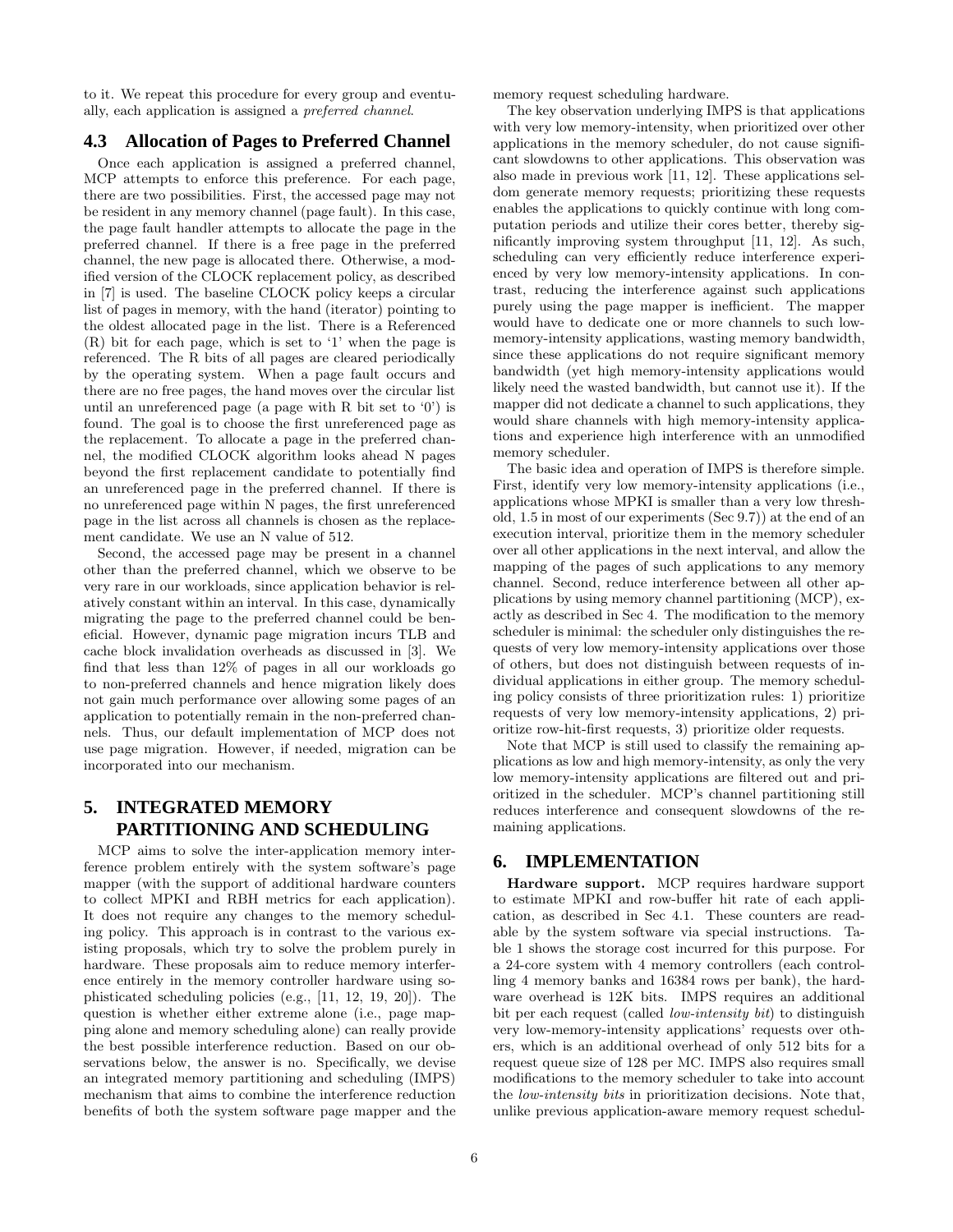to it. We repeat this procedure for every group and eventually, each application is assigned a *preferred channel*.

### 4.3 Allocation of Pages to Preferred Channel

Once each application is assigned a preferred channel, MCP attempts to enforce this preference. For each page, there are two possibilities. First, the accessed page may not be resident in any memory channel (page fault). In this case, the page fault handler attempts to allocate the page in the preferred channel. If there is a free page in the preferred channel, the new page is allocated there. Otherwise, a modified version of the CLOCK replacement policy, as described in [7] is used. The baseline CLOCK policy keeps a circular list of pages in memory, with the hand (iterator) pointing to the oldest allocated page in the list. There is a Referenced (R) bit for each page, which is set to '1' when the page is referenced. The R bits of all pages are cleared periodically by the operating system. When a page fault occurs and there are no free pages, the hand moves over the circular list until an unreferenced page (a page with R bit set to '0') is found. The goal is to choose the first unreferenced page as the replacement. To allocate a page in the preferred channel, the modified CLOCK algorithm looks ahead N pages beyond the first replacement candidate to potentially find an unreferenced page in the preferred channel. If there is no unreferenced page within N pages, the first unreferenced page in the list across all channels is chosen as the replacement candidate. We use an N value of 512.

Second, the accessed page may be present in a channel other than the preferred channel, which we observe to be very rare in our workloads, since application behavior is relatively constant within an interval. In this case, dynamically migrating the page to the preferred channel could be beneficial. However, dynamic page migration incurs TLB and cache block invalidation overheads as discussed in [3]. We find that less than 12% of pages in all our workloads go to non-preferred channels and hence migration likely does not gain much performance over allowing some pages of an application to potentially remain in the non-preferred channels. Thus, our default implementation of MCP does not use page migration. However, if needed, migration can be incorporated into our mechanism.

## 5. INTEGRATED MEMORY PARTITIONING AND SCHEDULING

MCP aims to solve the inter-application memory interference problem entirely with the system software's page mapper (with the support of additional hardware counters to collect MPKI and RBH metrics for each application). It does not require any changes to the memory scheduling policy. This approach is in contrast to the various existing proposals, which try to solve the problem purely in hardware. These proposals aim to reduce memory interference entirely in the memory controller hardware using sophisticated scheduling policies (e.g., [11, 12, 19, 20]). The question is whether either extreme alone (i.e., page mapping alone and memory scheduling alone) can really provide the best possible interference reduction. Based on our observations below, the answer is no. Specifically, we devise an integrated memory partitioning and scheduling (IMPS) mechanism that aims to combine the interference reduction benefits of both the system software page mapper and the memory request scheduling hardware.

The key observation underlying IMPS is that applications with very low memory-intensity, when prioritized over other applications in the memory scheduler, do not cause significant slowdowns to other applications. This observation was also made in previous work [11, 12]. These applications seldom generate memory requests; prioritizing these requests enables the applications to quickly continue with long computation periods and utilize their cores better, thereby significantly improving system throughput [11, 12]. As such, scheduling can very efficiently reduce interference experienced by very low memory-intensity applications. In contrast, reducing the interference against such applications purely using the page mapper is inefficient. The mapper would have to dedicate one or more channels to such low-memory-intensity applications, wasting memory bandwidth, since these applications do not require significant memory bandwidth (yet high memory-intensity applications would likely need the wasted bandwidth, but cannot use it). If the mapper did not dedicate a channel to such applications, they would share channels with high memory-intensity applications and experience high interference with an unmodified memory scheduler.

The basic idea and operation of IMPS is therefore simple. First, identify very low memory-intensity applications (i.e., applications whose MPKI is smaller than a very low threshold, 1.5 in most of our experiments (Sec 9.7)) at the end of an execution interval, prioritize them in the memory scheduler over all other applications in the next interval, and allow the mapping of the pages of such applications to any memory channel. Second, reduce interference between all other applications by using memory channel partitioning (MCP), exactly as described in Sec 4. The modification to the memory scheduler is minimal: the scheduler only distinguishes the requests of very low memory-intensity applications over those of others, but does not distinguish between requests of individual applications in either group. The memory scheduling policy consists of three prioritization rules: 1) prioritize requests of very low memory-intensity applications, 2) prioritize row-hit-first requests, 3) prioritize older requests.

Note that MCP is still used to classify the remaining applications as low and high memory-intensity, as only the very low memory-intensity applications are filtered out and prioritized in the scheduler. MCP's channel partitioning still reduces interference and consequent slowdowns of the remaining applications.

## 6. IMPLEMENTATION

**Hardware support.** MCP requires hardware support to estimate MPKI and row-buffer hit rate of each application, as described in Sec 4.1. These counters are readable by the system software via special instructions. Table 1 shows the storage cost incurred for this purpose. For a 24-core system with 4 memory controllers (each controlling 4 memory banks and 16384 rows per bank), the hardware overhead is 12K bits. IMPS requires an additional bit per each request (called *low-intensity bit*) to distinguish very low-memory-intensity applications' requests over others, which is an additional overhead of only 512 bits for a request queue size of 128 per MC. IMPS also requires small modifications to the memory scheduler to take into account the *low-intensity bits* in prioritization decisions. Note that, unlike previous application-aware memory request schedul-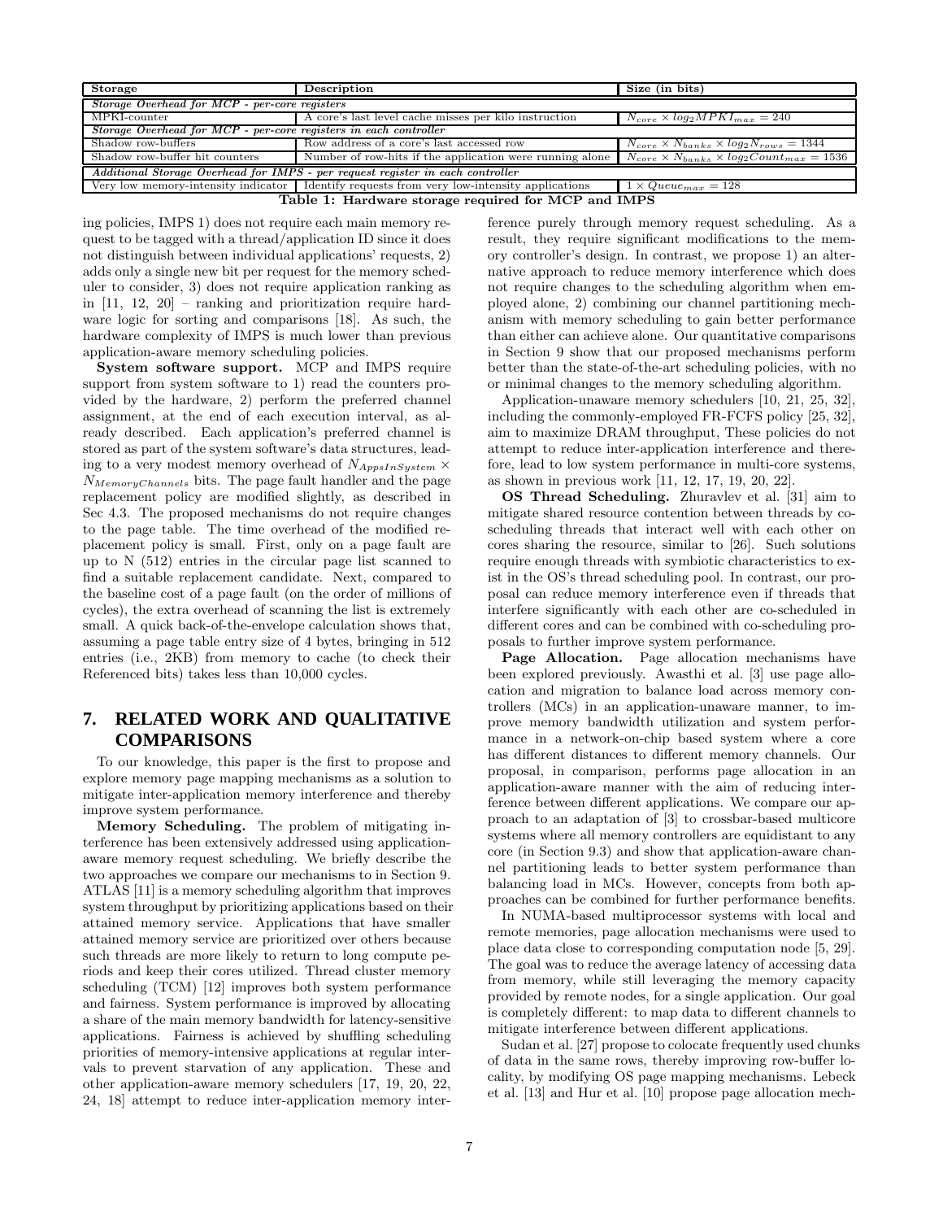| Storage | Description | Size (in bits) |
|---|---|---|
| *Storage Overhead for MCP - per-core registers* | | |
| MPKI-counter | A core's last level cache misses per kilo instruction | $N_{core} \times log_2 MPKI_{max} = 240$ |
| *Storage Overhead for MCP - per-core registers in each controller* | | |
| Shadow row-buffers | Row address of a core's last accessed row | $N_{core} \times N_{banks} \times log_2 N_{rows} = 1344$ |
| Shadow row-buffer hit counters | Number of row-hits if the application were running alone | $N_{core} \times N_{banks} \times log_2 Count_{max} = 1536$ |
| *Additional Storage Overhead for IMPS - per request register in each controller* | | |
| Very low memory-intensity indicator | Identify requests from very low-intensity applications | $1 \times Queue_{max} = 128$ |

**Table 1: Hardware storage required for MCP and IMPS**

ing policies, IMPS 1) does not require each main memory request to be tagged with a thread/application ID since it does not distinguish between individual applications' requests, 2) adds only a single new bit per request for the memory scheduler to consider, 3) does not require application ranking as in [11, 12, 20] – ranking and prioritization require hardware logic for sorting and comparisons [18]. As such, the hardware complexity of IMPS is much lower than previous application-aware memory scheduling policies.

**System software support.** MCP and IMPS require support from system software to 1) read the counters provided by the hardware, 2) perform the preferred channel assignment, at the end of each execution interval, as already described. Each application's preferred channel is stored as part of the system software's data structures, leading to a very modest memory overhead of $N_{AppsInSystem} \times N_{MemoryChannels}$ bits. The page fault handler and the page replacement policy are modified slightly, as described in Sec 4.3. The proposed mechanisms do not require changes to the page table. The time overhead of the modified replacement policy is small. First, only on a page fault are up to N (512) entries in the circular page list scanned to find a suitable replacement candidate. Next, compared to the baseline cost of a page fault (on the order of millions of cycles), the extra overhead of scanning the list is extremely small. A quick back-of-the-envelope calculation shows that, assuming a page table entry size of 4 bytes, bringing in 512 entries (i.e., 2KB) from memory to cache (to check their Referenced bits) takes less than 10,000 cycles.

# 7. RELATED WORK AND QUALITATIVE COMPARISONS

To our knowledge, this paper is the first to propose and explore memory page mapping mechanisms as a solution to mitigate inter-application memory interference and thereby improve system performance.

**Memory Scheduling.** The problem of mitigating interference has been extensively addressed using application-aware memory request scheduling. We briefly describe the two approaches we compare our mechanisms to in Section 9. ATLAS [11] is a memory scheduling algorithm that improves system throughput by prioritizing applications based on their attained memory service. Applications that have smaller attained memory service are prioritized over others because such threads are more likely to return to long compute periods and keep their cores utilized. Thread cluster memory scheduling (TCM) [12] improves both system performance and fairness. System performance is improved by allocating a share of the main memory bandwidth for latency-sensitive applications. Fairness is achieved by shuffling scheduling priorities of memory-intensive applications at regular intervals to prevent starvation of any application. These and other application-aware memory schedulers [17, 19, 20, 22, 24, 18] attempt to reduce inter-application memory interference purely through memory request scheduling. As a result, they require significant modifications to the memory controller's design. In contrast, we propose 1) an alternative approach to reduce memory interference which does not require changes to the scheduling algorithm when employed alone, 2) combining our channel partitioning mechanism with memory scheduling to gain better performance than either can achieve alone. Our quantitative comparisons in Section 9 show that our proposed mechanisms perform better than the state-of-the-art scheduling policies, with no or minimal changes to the memory scheduling algorithm.

Application-unaware memory schedulers [10, 21, 25, 32], including the commonly-employed FR-FCFS policy [25, 32], aim to maximize DRAM throughput, These policies do not attempt to reduce inter-application interference and therefore, lead to low system performance in multi-core systems, as shown in previous work [11, 12, 17, 19, 20, 22].

**OS Thread Scheduling.** Zhuravlev et al. [31] aim to mitigate shared resource contention between threads by co-scheduling threads that interact well with each other on cores sharing the resource, similar to [26]. Such solutions require enough threads with symbiotic characteristics to exist in the OS's thread scheduling pool. In contrast, our proposal can reduce memory interference even if threads that interfere significantly with each other are co-scheduled in different cores and can be combined with co-scheduling proposals to further improve system performance.

**Page Allocation.** Page allocation mechanisms have been explored previously. Awasthi et al. [3] use page allocation and migration to balance load across memory controllers (MCs) in an application-unaware manner, to improve memory bandwidth utilization and system performance in a network-on-chip based system where a core has different distances to different memory channels. Our proposal, in comparison, performs page allocation in an application-aware manner with the aim of reducing interference between different applications. We compare our approach to an adaptation of [3] to crossbar-based multicore systems where all memory controllers are equidistant to any core (in Section 9.3) and show that application-aware channel partitioning leads to better system performance than balancing load in MCs. However, concepts from both approaches can be combined for further performance benefits.

In NUMA-based multiprocessor systems with local and remote memories, page allocation mechanisms were used to place data close to corresponding computation node [5, 29]. The goal was to reduce the average latency of accessing data from memory, while still leveraging the memory capacity provided by remote nodes, for a single application. Our goal is completely different: to map data to different channels to mitigate interference between different applications.

Sudan et al. [27] propose to colocate frequently used chunks of data in the same rows, thereby improving row-buffer locality, by modifying OS page mapping mechanisms. Lebeck et al. [13] and Hur et al. [10] propose page allocation mech-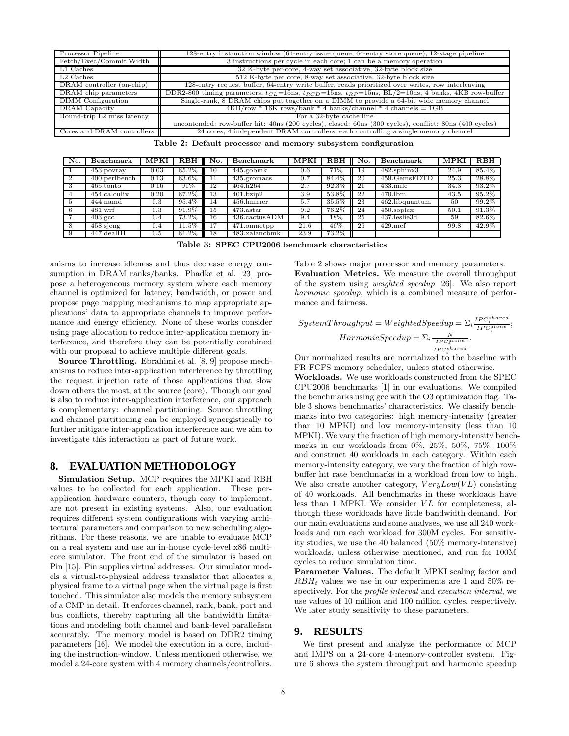| Processor Pipeline | 128-entry instruction window (64-entry issue queue, 64-entry store queue), 12-stage pipeline |
|---|---|
| Fetch/Exec/Commit Width | 3 instructions per cycle in each core; 1 can be a memory operation |
| L1 Caches | 32 K-byte per-core, 4-way set associative, 32-byte block size |
| L2 Caches | 512 K-byte per core, 8-way set associative, 32-byte block size |
| DRAM controller (on-chip) | 128-entry request buffer, 64-entry write buffer, reads prioritized over writes, row interleaving |
| DRAM chip parameters | DDR2-800 timing parameters, $t_{CL}$=15ns, $t_{RCD}$=15ns, $t_{RP}$=15ns, BL/2=10ns, 4 banks, 4KB row-buffer |
| DIMM Configuration | Single-rank, 8 DRAM chips put together on a DIMM to provide a 64-bit wide memory channel |
| DRAM Capacity | 4KB/row * 16K rows/bank * 4 banks/channel * 4 channels = 1GB |
| Round-trip L2 miss latency | For a 32-byte cache line<br>uncontended: row-buffer hit: 40ns (200 cycles), closed: 60ns (300 cycles), conflict: 80ns (400 cycles) |
| Cores and DRAM controllers | 24 cores, 4 independent DRAM controllers, each controlling a single memory channel |

**Table 2: Default processor and memory subsystem configuration**

| No. | Benchmark | MPKI | RBH | No. | Benchmark | MPKI | RBH | No. | Benchmark | MPKI | RBH |
|---|---|---|---|---|---|---|---|---|---|---|---|
| 1 | 453.povray | 0.03 | 85.2% | 10 | 445.gobmk | 0.6 | 71% | 19 | 482.sphinx3 | 24.9 | 85.4% |
| 2 | 400.perlbench | 0.13 | 83.6% | 11 | 435.gromacs | 0.7 | 84.4% | 20 | 459.GemsFDTD | 25.3 | 28.8% |
| 3 | 465.tonto | 0.16 | 91% | 12 | 464.h264 | 2.7 | 92.3% | 21 | 433.milc | 34.3 | 93.2% |
| 4 | 454.calculix | 0.20 | 87.2% | 13 | 401.bzip2 | 3.9 | 53.8% | 22 | 470.lbm | 43.5 | 95.2% |
| 5 | 444.namd | 0.3 | 95.4% | 14 | 456.hmmer | 5.7 | 35.5% | 23 | 462.libquantum | 50 | 99.2% |
| 6 | 481.wrf | 0.3 | 91.9% | 15 | 473.astar | 9.2 | 76.2% | 24 | 450.soplex | 50.1 | 91.3% |
| 7 | 403.gcc | 0.4 | 73.2% | 16 | 436.cactusADM | 9.4 | 18% | 25 | 437.leslie3d | 59 | 82.6% |
| 8 | 458.sjeng | 0.4 | 11.5% | 17 | 471.omnetpp | 21.6 | 46% | 26 | 429.mcf | 99.8 | 42.9% |
| 9 | 447.dealII | 0.5 | 81.2% | 18 | 483.xalancbmk | 23.9 | 73.2% | | | | |

**Table 3: SPEC CPU2006 benchmark characteristics**

anisms to increase idleness and thus decrease energy consumption in DRAM ranks/banks. Phadke et al. [23] propose a heterogeneous memory system where each memory channel is optimized for latency, bandwidth, or power and propose page mapping mechanisms to map appropriate applications' data to appropriate channels to improve performance and energy efficiency. None of these works consider using page allocation to reduce inter-application memory interference, and therefore they can be potentially combined with our proposal to achieve multiple different goals.

**Source Throttling.** Ebrahimi et al. [8, 9] propose mechanisms to reduce inter-application interference by throttling the request injection rate of those applications that slow down others the most, at the source (core). Though our goal is also to reduce inter-application interference, our approach is complementary: channel partitioning. Source throttling and channel partitioning can be employed synergistically to further mitigate inter-application interference and we aim to investigate this interaction as part of future work.

## 8. EVALUATION METHODOLOGY

**Simulation Setup.** MCP requires the MPKI and RBH values to be collected for each application. These per-application hardware counters, though easy to implement, are not present in existing systems. Also, our evaluation requires different system configurations with varying architectural parameters and comparison to new scheduling algorithms. For these reasons, we are unable to evaluate MCP on a real system and use an in-house cycle-level x86 multi-core simulator. The front end of the simulator is based on Pin [15]. Pin supplies virtual addresses. Our simulator models a virtual-to-physical address translator that allocates a physical frame to a virtual page when the virtual page is first touched. This simulator also models the memory subsystem of a CMP in detail. It enforces channel, rank, bank, port and bus conflicts, thereby capturing all the bandwidth limitations and modeling both channel and bank-level parallelism accurately. The memory model is based on DDR2 timing parameters [16]. We model the execution in a core, including the instruction-window. Unless mentioned otherwise, we model a 24-core system with 4 memory channels/controllers. Table 2 shows major processor and memory parameters.

**Evaluation Metrics.** We measure the overall throughput of the system using *weighted speedup* [26]. We also report *harmonic speedup*, which is a combined measure of performance and fairness.

$$SystemThroughput = WeightedSpeedup = \Sigma_i \frac{IPC_i^{shared}}{IPC_i^{alone}};$$

$$HarmonicSpeedup = \Sigma_i \frac{N}{\frac{IPC_i^{alone}}{IPC_i^{shared}}}.$$

Our normalized results are normalized to the baseline with FR-FCFS memory scheduler, unless stated otherwise.

**Workloads.** We use workloads constructed from the SPEC CPU2006 benchmarks [1] in our evaluations. We compiled the benchmarks using gcc with the O3 optimization flag. Table 3 shows benchmarks' characteristics. We classify benchmarks into two categories: high memory-intensity (greater than 10 MPKI) and low memory-intensity (less than 10 MPKI). We vary the fraction of high memory-intensity benchmarks in our workloads from 0%, 25%, 50%, 75%, 100% and construct 40 workloads in each category. Within each memory-intensity category, we vary the fraction of high row-buffer hit rate benchmarks in a workload from low to high. We also create another category, $VeryLow(VL)$ consisting of 40 workloads. All benchmarks in these workloads have less than 1 MPKI. We consider $VL$ for completeness, although these workloads have little bandwidth demand. For our main evaluations and some analyses, we use all 240 workloads and run each workload for 300M cycles. For sensitivity studies, we use the 40 balanced (50% memory-intensive) workloads, unless otherwise mentioned, and run for 100M cycles to reduce simulation time.

**Parameter Values.** The default MPKI scaling factor and $RBH_t$ values we use in our experiments are 1 and 50% respectively. For the *profile interval* and *execution interval*, we use values of 10 million and 100 million cycles, respectively. We later study sensitivity to these parameters.

## 9. RESULTS

We first present and analyze the performance of MCP and IMPS on a 24-core 4-memory-controller system. Figure 6 shows the system throughput and harmonic speedup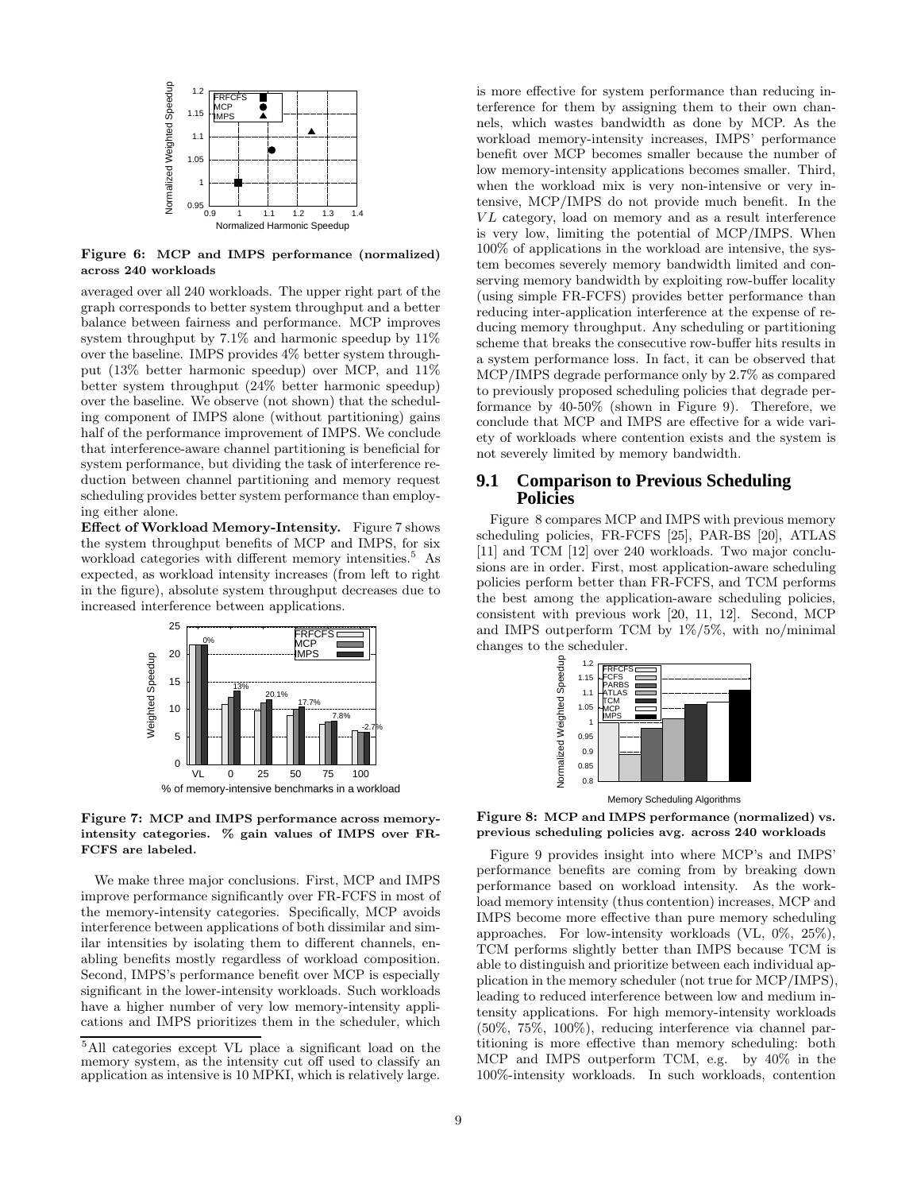Figure 6: MCP and IMPS performance (normalized) across 240 workloads

averaged over all 240 workloads. The upper right part of the graph corresponds to better system throughput and a better balance between fairness and performance. MCP improves system throughput by 7.1% and harmonic speedup by 11% over the baseline. IMPS provides 4% better system throughput (13% better harmonic speedup) over MCP, and 11% better system throughput (24% better harmonic speedup) over the baseline. We observe (not shown) that the scheduling component of IMPS alone (without partitioning) gains half of the performance improvement of IMPS. We conclude that interference-aware channel partitioning is beneficial for system performance, but dividing the task of interference reduction between channel partitioning and memory request scheduling provides better system performance than employing either alone.

**Effect of Workload Memory-Intensity.** Figure 7 shows the system throughput benefits of MCP and IMPS, for six workload categories with different memory intensities.[5] As expected, as workload intensity increases (from left to right in the figure), absolute system throughput decreases due to increased interference between applications.

Figure 7: MCP and IMPS performance across memory-intensity categories. % gain values of IMPS over FR-FCFS are labeled.

We make three major conclusions. First, MCP and IMPS improve performance significantly over FR-FCFS in most of the memory-intensity categories. Specifically, MCP avoids interference between applications of both dissimilar and similar intensities by isolating them to different channels, enabling benefits mostly regardless of workload composition. Second, IMPS's performance benefit over MCP is especially significant in the lower-intensity workloads. Such workloads have a higher number of very low memory-intensity applications and IMPS prioritizes them in the scheduler, which is more effective for system performance than reducing interference for them by assigning them to their own channels, which wastes bandwidth as done by MCP. As the workload memory-intensity increases, IMPS' performance benefit over MCP becomes smaller because the number of low memory-intensity applications becomes smaller. Third, when the workload mix is very non-intensive or very intensive, MCP/IMPS do not provide much benefit. In the $VL$ category, load on memory and as a result interference is very low, limiting the potential of MCP/IMPS. When 100% of applications in the workload are intensive, the system becomes severely memory bandwidth limited and conserving memory bandwidth by exploiting row-buffer locality (using simple FR-FCFS) provides better performance than reducing inter-application interference at the expense of reducing memory throughput. Any scheduling or partitioning scheme that breaks the consecutive row-buffer hits results in a system performance loss. In fact, it can be observed that MCP/IMPS degrade performance only by 2.7% as compared to previously proposed scheduling policies that degrade performance by 40-50% (shown in Figure 9). Therefore, we conclude that MCP and IMPS are effective for a wide variety of workloads where contention exists and the system is not severely limited by memory bandwidth.

## 9.1 Comparison to Previous Scheduling Policies

Figure 8 compares MCP and IMPS with previous memory scheduling policies, FR-FCFS [25], PAR-BS [20], ATLAS [11] and TCM [12] over 240 workloads. Two major conclusions are in order. First, most application-aware scheduling policies perform better than FR-FCFS, and TCM performs the best among the application-aware scheduling policies, consistent with previous work [20, 11, 12]. Second, MCP and IMPS outperform TCM by 1%/5%, with no/minimal changes to the scheduler.

Figure 8: MCP and IMPS performance (normalized) vs. previous scheduling policies avg. across 240 workloads

Figure 9 provides insight into where MCP's and IMPS' performance benefits are coming from by breaking down performance based on workload intensity. As the workload memory intensity (thus contention) increases, MCP and IMPS become more effective than pure memory scheduling approaches. For low-intensity workloads (VL, 0%, 25%), TCM performs slightly better than IMPS because TCM is able to distinguish and prioritize between each individual application in the memory scheduler (not true for MCP/IMPS), leading to reduced interference between low and medium intensity applications. For high memory-intensity workloads (50%, 75%, 100%), reducing interference via channel partitioning is more effective than memory scheduling: both MCP and IMPS outperform TCM, e.g. by 40% in the 100%-intensity workloads. In such workloads, contention

[5] All categories except VL place a significant load on the memory system, as the intensity cut off used to classify an application as intensive is 10 MPKI, which is relatively large.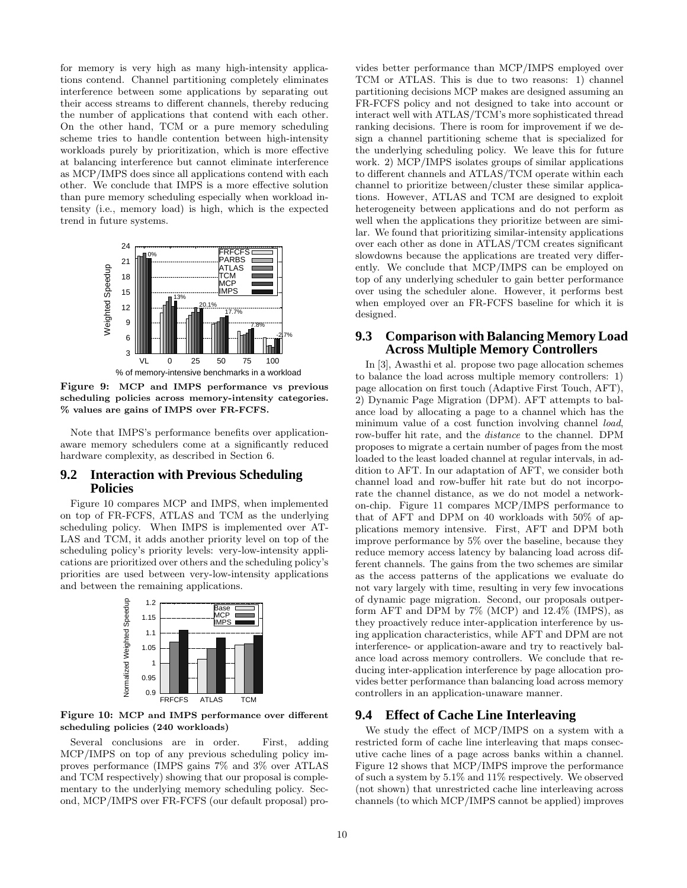for memory is very high as many high-intensity applications contend. Channel partitioning completely eliminates interference between some applications by separating out their access streams to different channels, thereby reducing the number of applications that contend with each other. On the other hand, TCM or a pure memory scheduling scheme tries to handle contention between high-intensity workloads purely by prioritization, which is more effective at balancing interference but cannot eliminate interference as MCP/IMPS does since all applications contend with each other. We conclude that IMPS is a more effective solution than pure memory scheduling especially when workload intensity (i.e., memory load) is high, which is the expected trend in future systems.

**Figure 9: MCP and IMPS performance vs previous scheduling policies across memory-intensity categories. % values are gains of IMPS over FR-FCFS.**

Note that IMPS's performance benefits over application-aware memory schedulers come at a significantly reduced hardware complexity, as described in Section 6.

## 9.2 Interaction with Previous Scheduling Policies

Figure 10 compares MCP and IMPS, when implemented on top of FR-FCFS, ATLAS and TCM as the underlying scheduling policy. When IMPS is implemented over ATLAS and TCM, it adds another priority level on top of the scheduling policy's priority levels: very-low-intensity applications are prioritized over others and the scheduling policy's priorities are used between very-low-intensity applications and between the remaining applications.

**Figure 10: MCP and IMPS performance over different scheduling policies (240 workloads)**

Several conclusions are in order. First, adding MCP/IMPS on top of any previous scheduling policy improves performance (IMPS gains 7% and 3% over ATLAS and TCM respectively) showing that our proposal is complementary to the underlying memory scheduling policy. Second, MCP/IMPS over FR-FCFS (our default proposal) provides better performance than MCP/IMPS employed over TCM or ATLAS. This is due to two reasons: 1) channel partitioning decisions MCP makes are designed assuming an FR-FCFS policy and not designed to take into account or interact well with ATLAS/TCM's more sophisticated thread ranking decisions. There is room for improvement if we design a channel partitioning scheme that is specialized for the underlying scheduling policy. We leave this for future work. 2) MCP/IMPS isolates groups of similar applications to different channels and ATLAS/TCM operate within each channel to prioritize between/cluster these similar applications. However, ATLAS and TCM are designed to exploit heterogeneity between applications and do not perform as well when the applications they prioritize between are similar. We found that prioritizing similar-intensity applications over each other as done in ATLAS/TCM creates significant slowdowns because the applications are treated very differently. We conclude that MCP/IMPS can be employed on top of any underlying scheduler to gain better performance over using the scheduler alone. However, it performs best when employed over an FR-FCFS baseline for which it is designed.

## 9.3 Comparison with Balancing Memory Load Across Multiple Memory Controllers

In [3], Awasthi et al. propose two page allocation schemes to balance the load across multiple memory controllers: 1) page allocation on first touch (Adaptive First Touch, AFT), 2) Dynamic Page Migration (DPM). AFT attempts to balance load by allocating a page to a channel which has the minimum value of a cost function involving channel *load*, row-buffer hit rate, and the *distance* to the channel. DPM proposes to migrate a certain number of pages from the most loaded to the least loaded channel at regular intervals, in addition to AFT. In our adaptation of AFT, we consider both channel load and row-buffer hit rate but do not incorporate the channel distance, as we do not model a network-on-chip. Figure 11 compares MCP/IMPS performance to that of AFT and DPM on 40 workloads with 50% of applications memory intensive. First, AFT and DPM both improve performance by 5% over the baseline, because they reduce memory access latency by balancing load across different channels. The gains from the two schemes are similar as the access patterns of the applications we evaluate do not vary largely with time, resulting in very few invocations of dynamic page migration. Second, our proposals outperform AFT and DPM by 7% (MCP) and 12.4% (IMPS), as they proactively reduce inter-application interference by using application characteristics, while AFT and DPM are not interference- or application-aware and try to reactively balance load across memory controllers. We conclude that reducing inter-application interference by page allocation provides better performance than balancing load across memory controllers in an application-unaware manner.

## 9.4 Effect of Cache Line Interleaving

We study the effect of MCP/IMPS on a system with a restricted form of cache line interleaving that maps consecutive cache lines of a page across banks within a channel. Figure 12 shows that MCP/IMPS improve the performance of such a system by 5.1% and 11% respectively. We observed (not shown) that unrestricted cache line interleaving across channels (to which MCP/IMPS cannot be applied) improves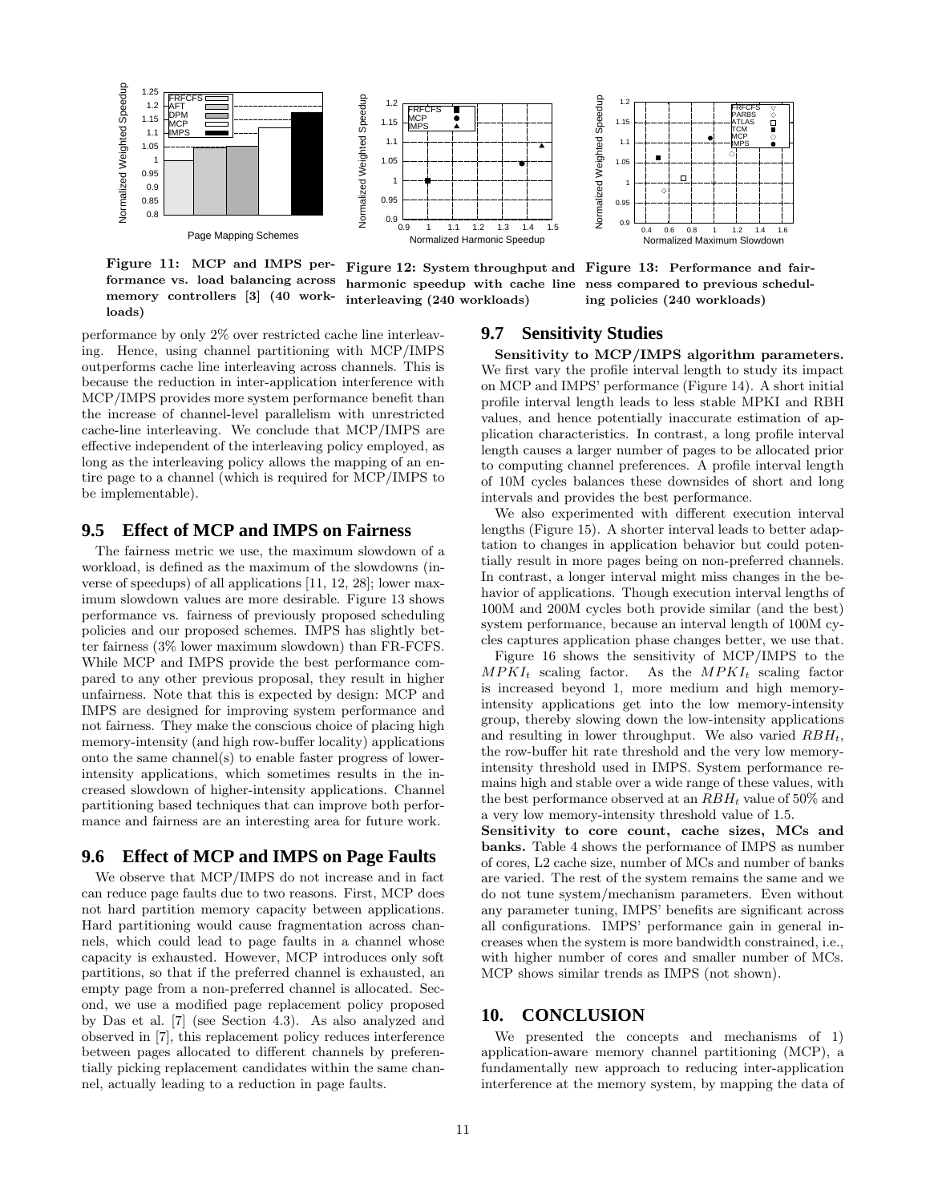Figure 11: MCP and IMPS performance vs. load balancing across memory controllers [3] (40 workloads)

Figure 12: System throughput and harmonic speedup with cache line interleaving (240 workloads)

Figure 13: Performance and fairness compared to previous scheduling policies (240 workloads)

performance by only 2% over restricted cache line interleaving. Hence, using channel partitioning with MCP/IMPS outperforms cache line interleaving across channels. This is because the reduction in inter-application interference with MCP/IMPS provides more system performance benefit than the increase of channel-level parallelism with unrestricted cache-line interleaving. We conclude that MCP/IMPS are effective independent of the interleaving policy employed, as long as the interleaving policy allows the mapping of an entire page to a channel (which is required for MCP/IMPS to be implementable).

## 9.5 Effect of MCP and IMPS on Fairness

The fairness metric we use, the maximum slowdown of a workload, is defined as the maximum of the slowdowns (inverse of speedups) of all applications [11, 12, 28]; lower maximum slowdown values are more desirable. Figure 13 shows performance vs. fairness of previously proposed scheduling policies and our proposed schemes. IMPS has slightly better fairness (3% lower maximum slowdown) than FR-FCFS. While MCP and IMPS provide the best performance compared to any other previous proposal, they result in higher unfairness. Note that this is expected by design: MCP and IMPS are designed for improving system performance and not fairness. They make the conscious choice of placing high memory-intensity (and high row-buffer locality) applications onto the same channel(s) to enable faster progress of lower-intensity applications, which sometimes results in the increased slowdown of higher-intensity applications. Channel partitioning based techniques that can improve both performance and fairness are an interesting area for future work.

## 9.6 Effect of MCP and IMPS on Page Faults

We observe that MCP/IMPS do not increase and in fact can reduce page faults due to two reasons. First, MCP does not hard partition memory capacity between applications. Hard partitioning would cause fragmentation across channels, which could lead to page faults in a channel whose capacity is exhausted. However, MCP introduces only soft partitions, so that if the preferred channel is exhausted, an empty page from a non-preferred channel is allocated. Second, we use a modified page replacement policy proposed by Das et al. [7] (see Section 4.3). As also analyzed and observed in [7], this replacement policy reduces interference between pages allocated to different channels by preferentially picking replacement candidates within the same channel, actually leading to a reduction in page faults.

## 9.7 Sensitivity Studies

**Sensitivity to MCP/IMPS algorithm parameters.** We first vary the profile interval length to study its impact on MCP and IMPS' performance (Figure 14). A short initial profile interval length leads to less stable MPKI and RBH values, and hence potentially inaccurate estimation of application characteristics. In contrast, a long profile interval length causes a larger number of pages to be allocated prior to computing channel preferences. A profile interval length of 10M cycles balances these downsides of short and long intervals and provides the best performance.

We also experimented with different execution interval lengths (Figure 15). A shorter interval leads to better adaptation to changes in application behavior but could potentially result in more pages being on non-preferred channels. In contrast, a longer interval might miss changes in the behavior of applications. Though execution interval lengths of 100M and 200M cycles both provide similar (and the best) system performance, because an interval length of 100M cycles captures application phase changes better, we use that.

Figure 16 shows the sensitivity of MCP/IMPS to the $MPKI_t$ scaling factor. As the $MPKI_t$ scaling factor is increased beyond 1, more medium and high memory-intensity applications get into the low memory-intensity group, thereby slowing down the low-intensity applications and resulting in lower throughput. We also varied $RBH_t$, the row-buffer hit rate threshold and the very low memory-intensity threshold used in IMPS. System performance remains high and stable over a wide range of these values, with the best performance observed at an $RBH_t$ value of 50% and a very low memory-intensity threshold value of 1.5.

**Sensitivity to core count, cache sizes, MCs and banks.** Table 4 shows the performance of IMPS as number of cores, L2 cache size, number of MCs and number of banks are varied. The rest of the system remains the same and we do not tune system/mechanism parameters. Even without any parameter tuning, IMPS' benefits are significant across all configurations. IMPS' performance gain in general increases when the system is more bandwidth constrained, i.e., with higher number of cores and smaller number of MCs. MCP shows similar trends as IMPS (not shown).

# 10. CONCLUSION

We presented the concepts and mechanisms of 1) application-aware memory channel partitioning (MCP), a fundamentally new approach to reducing inter-application interference at the memory system, by mapping the data of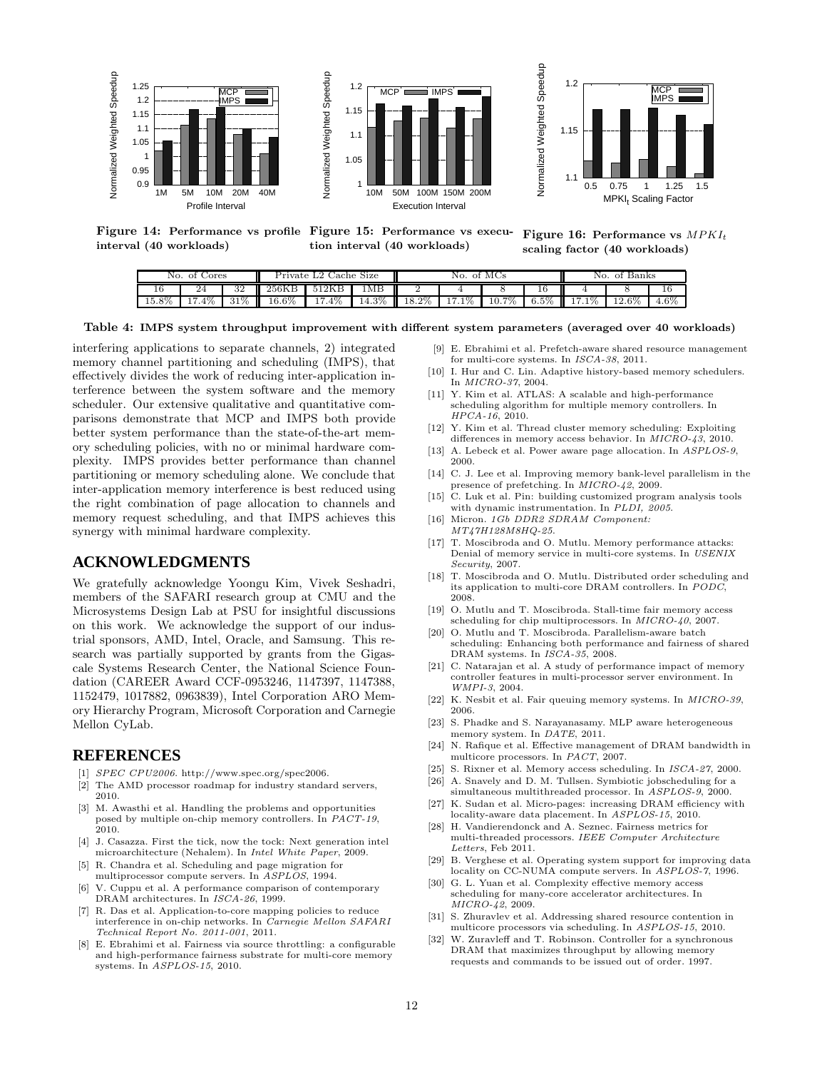Normalized Weighted Speedup

1.25
1.2
1.15
1.1
1.05
1
0.95
0.9

MCP
IMPS

1M 5M 10M 20M 40M

Profile Interval

**Figure 14: Performance vs profile interval (40 workloads)**

Normalized Weighted Speedup

1.2
1.15
1.1
1.05
1

MCP
IMPS

10M 50M 100M 150M 200M

Execution Interval

**Figure 15: Performance vs execution interval (40 workloads)**

Normalized Weighted Speedup

1.2
1.15
1.1

MCP
IMPS

0.5 0.75 1 1.25 1.5

$MPKI_t$ Scaling Factor

**Figure 16: Performance vs $MPKI_t$ scaling factor (40 workloads)**

| No. of Cores | | | Private L2 Cache Size | | | No. of MCs | | | | No. of Banks | | |
|---|---|---|---|---|---|---|---|---|---|---|---|---|
| 16 | 24 | 32 | 256KB | 512KB | 1MB | 2 | 4 | 8 | 16 | 4 | 8 | 16 |
| 15.8% | 17.4% | 31% | 16.6% | 17.4% | 14.3% | 18.2% | 17.1% | 10.7% | 6.5% | 17.1% | 12.6% | 4.6% |

**Table 4: IMPS system throughput improvement with different system parameters (averaged over 40 workloads)**

interfering applications to separate channels, 2) integrated memory channel partitioning and scheduling (IMPS), that effectively divides the work of reducing inter-application interference between the system software and the memory scheduler. Our extensive qualitative and quantitative comparisons demonstrate that MCP and IMPS both provide better system performance than the state-of-the-art memory scheduling policies, with no or minimal hardware complexity. IMPS provides better performance than channel partitioning or memory scheduling alone. We conclude that inter-application memory interference is best reduced using the right combination of page allocation to channels and memory request scheduling, and that IMPS achieves this synergy with minimal hardware complexity.

## ACKNOWLEDGMENTS

We gratefully acknowledge Yoongu Kim, Vivek Seshadri, members of the SAFARI research group at CMU and the Microsystems Design Lab at PSU for insightful discussions on this work. We acknowledge the support of our industrial sponsors, AMD, Intel, Oracle, and Samsung. This research was partially supported by grants from the Gigascale Systems Research Center, the National Science Foundation (CAREER Award CCF-0953246, 1147397, 1147388, 1152479, 1017882, 0963839), Intel Corporation ARO Memory Hierarchy Program, Microsoft Corporation and Carnegie Mellon CyLab.

## REFERENCES

[1] *SPEC CPU2006*. http://www.spec.org/spec2006.

[2] The AMD processor roadmap for industry standard servers, 2010.

[3] M. Awasthi et al. Handling the problems and opportunities posed by multiple on-chip memory controllers. In *PACT-19*, 2010.

[4] J. Casazza. First the tick, now the tock: Next generation intel microarchitecture (Nehalem). In *Intel White Paper*, 2009.

[5] R. Chandra et al. Scheduling and page migration for multiprocessor compute servers. In *ASPLOS*, 1994.

[6] V. Cuppu et al. A performance comparison of contemporary DRAM architectures. In *ISCA-26*, 1999.

[7] R. Das et al. Application-to-core mapping policies to reduce interference in on-chip networks. In *Carnegie Mellon SAFARI Technical Report No. 2011-001*, 2011.

[8] E. Ebrahimi et al. Fairness via source throttling: a configurable and high-performance fairness substrate for multi-core memory systems. In *ASPLOS-15*, 2010.

[9] E. Ebrahimi et al. Prefetch-aware shared resource management for multi-core systems. In *ISCA-38*, 2011.

[10] I. Hur and C. Lin. Adaptive history-based memory schedulers. In *MICRO-37*, 2004.

[11] Y. Kim et al. ATLAS: A scalable and high-performance scheduling algorithm for multiple memory controllers. In *HPCA-16*, 2010.

[12] Y. Kim et al. Thread cluster memory scheduling: Exploiting differences in memory access behavior. In *MICRO-43*, 2010.

[13] A. Lebeck et al. Power aware page allocation. In *ASPLOS-9*, 2000.

[14] C. J. Lee et al. Improving memory bank-level parallelism in the presence of prefetching. In *MICRO-42*, 2009.

[15] C. Luk et al. Pin: building customized program analysis tools with dynamic instrumentation. In *PLDI, 2005*.

[16] Micron. *1Gb DDR2 SDRAM Component: MT47H128M8HQ-25*.

[17] T. Moscibroda and O. Mutlu. Memory performance attacks: Denial of memory service in multi-core systems. In *USENIX Security*, 2007.

[18] T. Moscibroda and O. Mutlu. Distributed order scheduling and its application to multi-core DRAM controllers. In *PODC*, 2008.

[19] O. Mutlu and T. Moscibroda. Stall-time fair memory access scheduling for chip multiprocessors. In *MICRO-40*, 2007.

[20] O. Mutlu and T. Moscibroda. Parallelism-aware batch scheduling: Enhancing both performance and fairness of shared DRAM systems. In *ISCA-35*, 2008.

[21] C. Natarajan et al. A study of performance impact of memory controller features in multi-processor server environment. In *WMPI-3*, 2004.

[22] K. Nesbit et al. Fair queuing memory systems. In *MICRO-39*, 2006.

[23] S. Phadke and S. Narayanasamy. MLP aware heterogeneous memory system. In *DATE*, 2011.

[24] N. Rafique et al. Effective management of DRAM bandwidth in multicore processors. In *PACT*, 2007.

[25] S. Rixner et al. Memory access scheduling. In *ISCA-27*, 2000.

[26] A. Snavely and D. M. Tullsen. Symbiotic jobscheduling for a simultaneous multithreaded processor. In *ASPLOS-9*, 2000.

[27] K. Sudan et al. Micro-pages: increasing DRAM efficiency with locality-aware data placement. In *ASPLOS-15*, 2010.

[28] H. Vandierendonck and A. Seznec. Fairness metrics for multi-threaded processors. *IEEE Computer Architecture Letters*, Feb 2011.

[29] B. Verghese et al. Operating system support for improving data locality on CC-NUMA compute servers. In *ASPLOS-7*, 1996.

[30] G. L. Yuan et al. Complexity effective memory access scheduling for many-core accelerator architectures. In *MICRO-42*, 2009.

[31] S. Zhuravlev et al. Addressing shared resource contention in multicore processors via scheduling. In *ASPLOS-15*, 2010.

[32] W. Zuravleff and T. Robinson. Controller for a synchronous DRAM that maximizes throughput by allowing memory requests and commands to be issued out of order. 1997.